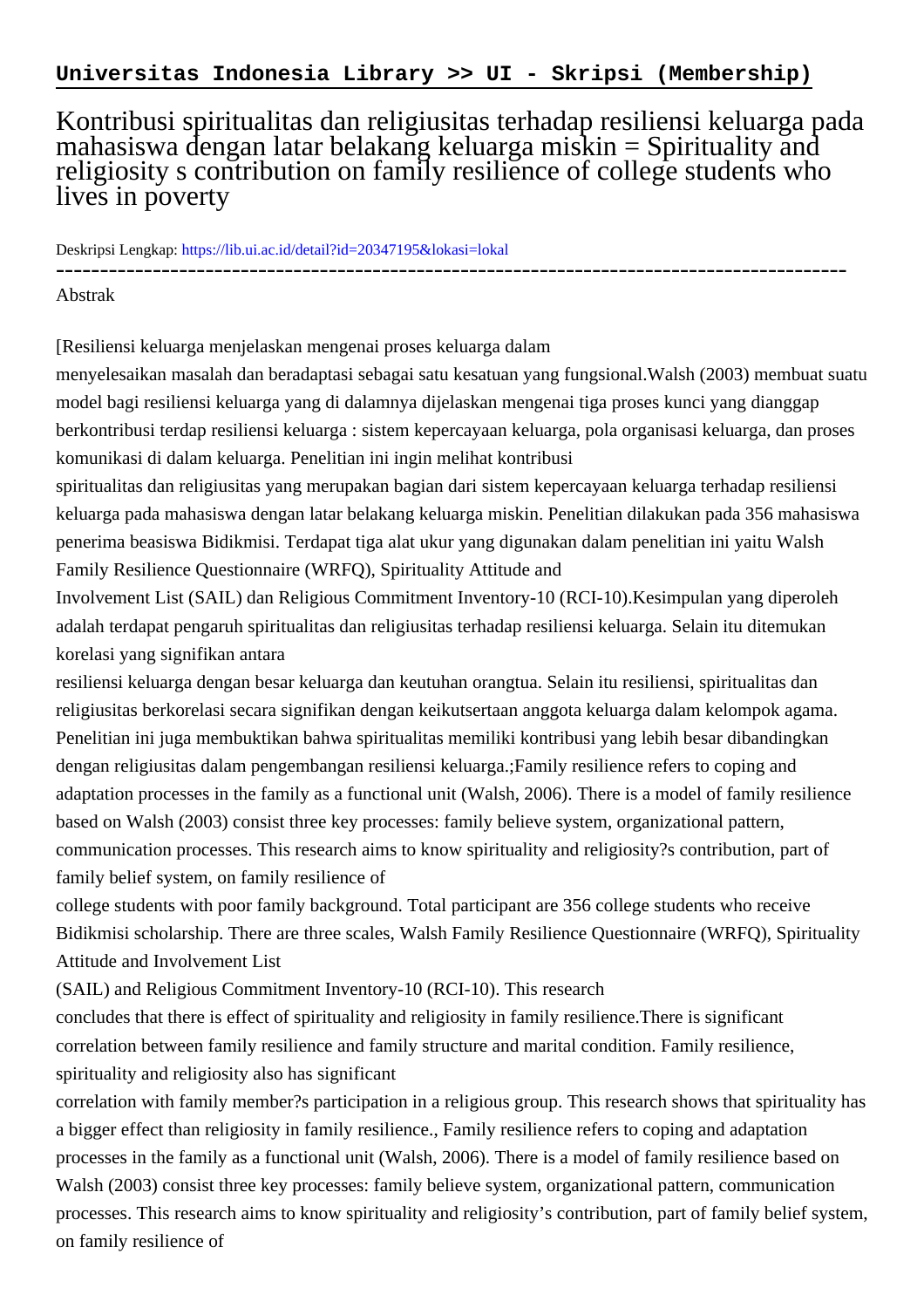**Universitas Indonesia Library >> UI - Skripsi (Membership)**

# Kontribusi spiritualitas dan religiusitas terhadap resiliensi keluarga pada mahasiswa dengan latar belakang keluarga miskin = Spirituality and religiosity s contribution on family resilience of college students who lives in poverty

Deskripsi Lengkap: https://lib.ui.ac.id/detail?id=20347195&lokasi=lokal

------------------------------------------------------------------------------------------

Abstrak

[Resiliensi keluarga menjelaskan mengenai proses keluarga dalam
menyelesaikan masalah dan beradaptasi sebagai satu kesatuan yang fungsional.Walsh (2003) membuat suatu model bagi resiliensi keluarga yang di dalamnya dijelaskan mengenai tiga proses kunci yang dianggap berkontribusi terdap resiliensi keluarga : sistem kepercayaan keluarga, pola organisasi keluarga, dan proses komunikasi di dalam keluarga. Penelitian ini ingin melihat kontribusi
spiritualitas dan religiusitas yang merupakan bagian dari sistem kepercayaan keluarga terhadap resiliensi keluarga pada mahasiswa dengan latar belakang keluarga miskin. Penelitian dilakukan pada 356 mahasiswa penerima beasiswa Bidikmisi. Terdapat tiga alat ukur yang digunakan dalam penelitian ini yaitu Walsh Family Resilience Questionnaire (WRFQ), Spirituality Attitude and
Involvement List (SAIL) dan Religious Commitment Inventory-10 (RCI-10).Kesimpulan yang diperoleh adalah terdapat pengaruh spiritualitas dan religiusitas terhadap resiliensi keluarga. Selain itu ditemukan korelasi yang signifikan antara
resiliensi keluarga dengan besar keluarga dan keutuhan orangtua. Selain itu resiliensi, spiritualitas dan religiusitas berkorelasi secara signifikan dengan keikutsertaan anggota keluarga dalam kelompok agama. Penelitian ini juga membuktikan bahwa spiritualitas memiliki kontribusi yang lebih besar dibandingkan dengan religiusitas dalam pengembangan resiliensi keluarga.;Family resilience refers to coping and adaptation processes in the family as a functional unit (Walsh, 2006). There is a model of family resilience based on Walsh (2003) consist three key processes: family believe system, organizational pattern, communication processes. This research aims to know spirituality and religiosity?s contribution, part of family belief system, on family resilience of
college students with poor family background. Total participant are 356 college students who receive Bidikmisi scholarship. There are three scales, Walsh Family Resilience Questionnaire (WRFQ), Spirituality Attitude and Involvement List
(SAIL) and Religious Commitment Inventory-10 (RCI-10). This research
concludes that there is effect of spirituality and religiosity in family resilience.There is significant correlation between family resilience and family structure and marital condition. Family resilience, spirituality and religiosity also has significant
correlation with family member?s participation in a religious group. This research shows that spirituality has a bigger effect than religiosity in family resilience., Family resilience refers to coping and adaptation processes in the family as a functional unit (Walsh, 2006). There is a model of family resilience based on Walsh (2003) consist three key processes: family believe system, organizational pattern, communication processes. This research aims to know spirituality and religiosity's contribution, part of family belief system, on family resilience of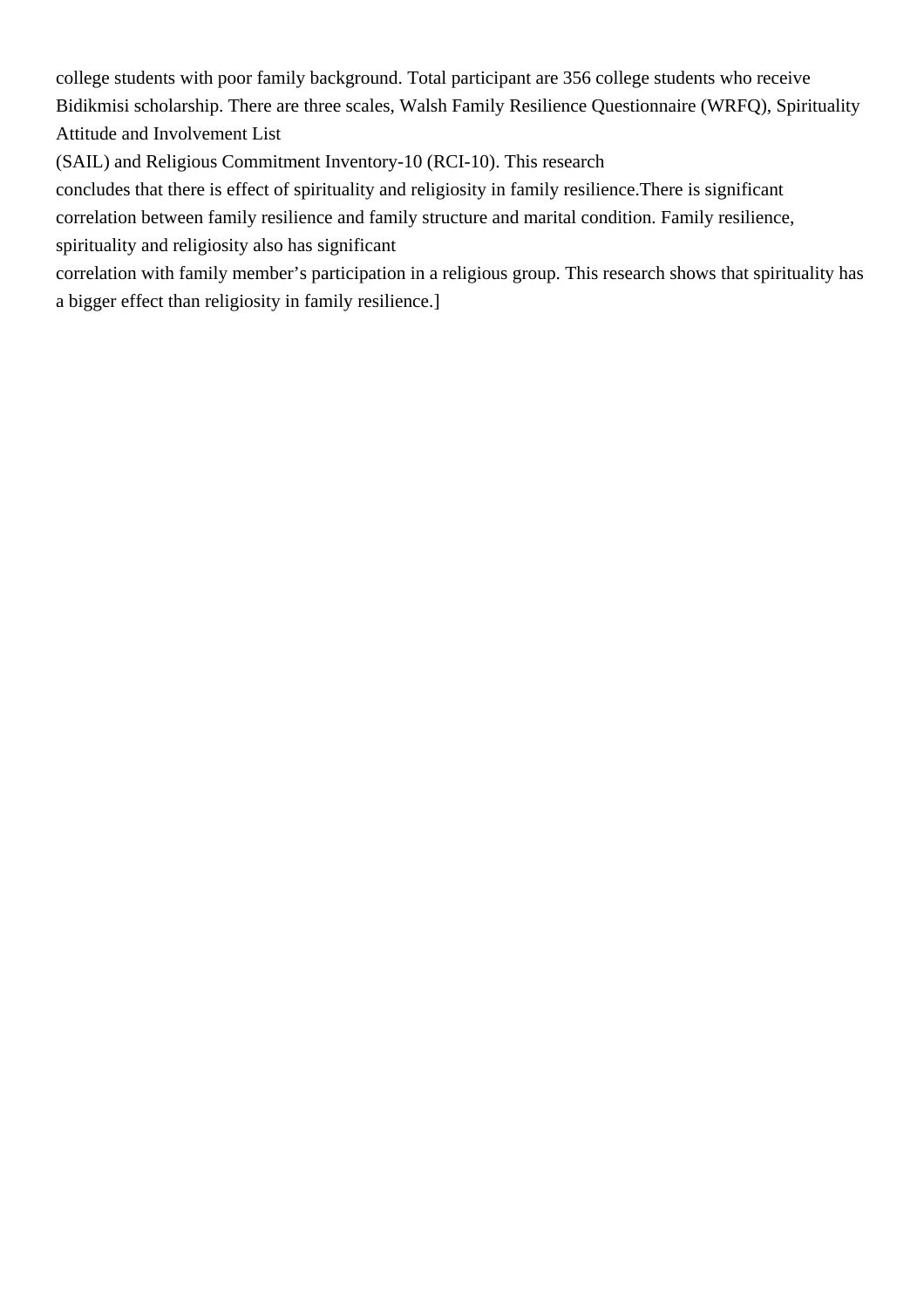college students with poor family background. Total participant are 356 college students who receive Bidikmisi scholarship. There are three scales, Walsh Family Resilience Questionnaire (WRFQ), Spirituality Attitude and Involvement List (SAIL) and Religious Commitment Inventory-10 (RCI-10). This research concludes that there is effect of spirituality and religiosity in family resilience.There is significant correlation between family resilience and family structure and marital condition. Family resilience, spirituality and religiosity also has significant correlation with family member's participation in a religious group. This research shows that spirituality has a bigger effect than religiosity in family resilience.]